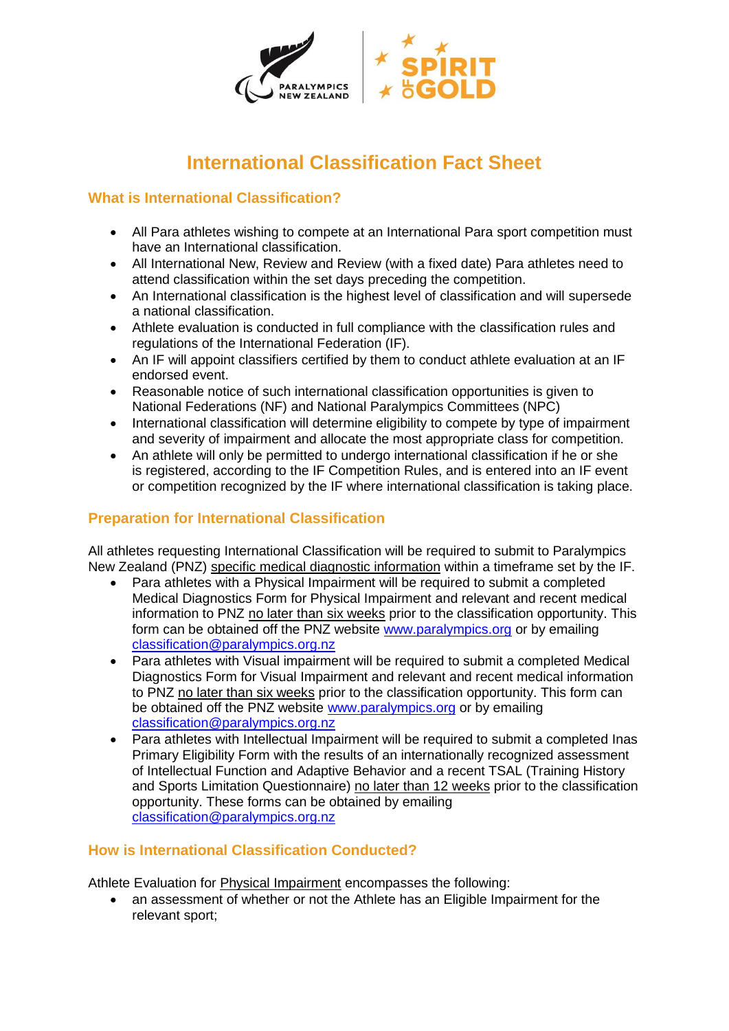# International Classification Fact Sheet

## What is International Classification?

- All Para athletes wishing to compete at an International Para sport competition must have an International classification.
- All International New, Review and Review (with a fixed date) Para athletes need to attend classification within the set days preceding the competition.
- An International classification is the highest level of classification and will supersede a national classification.
- Athlete evaluation is conducted in full compliance with the classification rules and regulations of the International Federation (IF).
- An IF will appoint classifiers certified by them to conduct athlete evaluation at an IF endorsed event.
- Reasonable notice of such international classification opportunities is given to National Federations (NF) and National Paralympics Committees (NPC)
- International classification will determine eligibility to compete by type of impairment and severity of impairment and allocate the most appropriate class for competition.
- An athlete will only be permitted to undergo international classification if he or she is registered, according to the IF Competition Rules, and is entered into an IF event or competition recognized by the IF where international classification is taking place.

## Preparation for International Classification

All athletes requesting International Classification will be required to submit to Paralympics New Zealand (PNZ) specific medical diagnostic information within a timeframe set by the IF.

- Para athletes with a Physical Impairment will be required to submit a completed Medical Diagnostics Form for Physical Impairment and relevant and recent medical information to PNZ no later than six weeks prior to the classification opportunity. This form can be obtained off the PNZ website www.paralympics.org or by emailing classification@paralympics.org.nz
- Para athletes with Visual impairment will be required to submit a completed Medical Diagnostics Form for Visual Impairment and relevant and recent medical information to PNZ no later than six weeks prior to the classification opportunity. This form can be obtained off the PNZ website www.paralympics.org or by emailing classification@paralympics.org.nz
- Para athletes with Intellectual Impairment will be required to submit a completed Inas Primary Eligibility Form with the results of an internationally recognized assessment of Intellectual Function and Adaptive Behavior and a recent TSAL (Training History and Sports Limitation Questionnaire) no later than 12 weeks prior to the classification opportunity. These forms can be obtained by emailing classification@paralympics.org.nz

## How is International Classification Conducted?

Athlete Evaluation for Physical Impairment encompasses the following:

- an assessment of whether or not the Athlete has an Eligible Impairment for the relevant sport;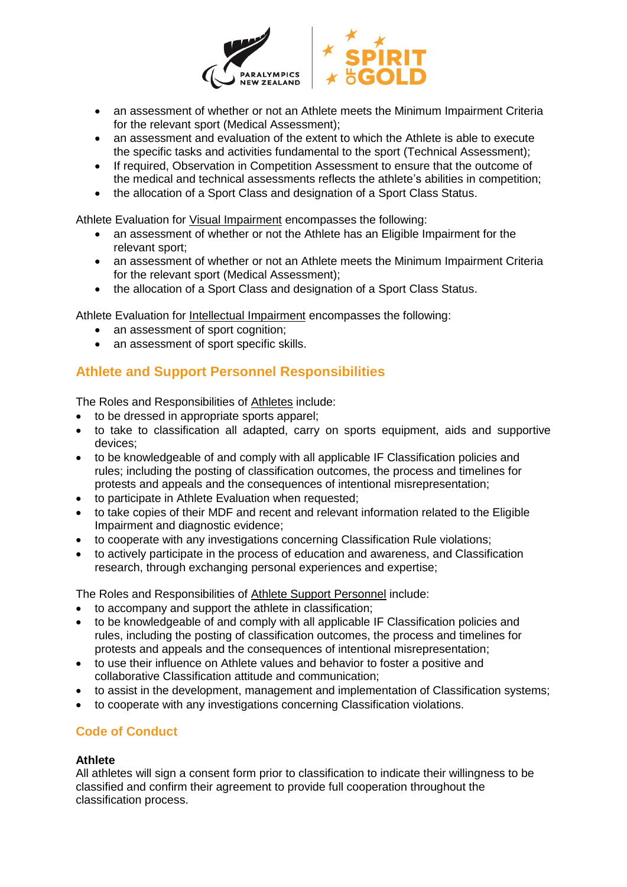- an assessment of whether or not an Athlete meets the Minimum Impairment Criteria for the relevant sport (Medical Assessment);
- an assessment and evaluation of the extent to which the Athlete is able to execute the specific tasks and activities fundamental to the sport (Technical Assessment);
- If required, Observation in Competition Assessment to ensure that the outcome of the medical and technical assessments reflects the athlete's abilities in competition;
- the allocation of a Sport Class and designation of a Sport Class Status.

Athlete Evaluation for Visual Impairment encompasses the following:

- an assessment of whether or not the Athlete has an Eligible Impairment for the relevant sport;
- an assessment of whether or not an Athlete meets the Minimum Impairment Criteria for the relevant sport (Medical Assessment);
- the allocation of a Sport Class and designation of a Sport Class Status.

Athlete Evaluation for Intellectual Impairment encompasses the following:

- an assessment of sport cognition;
- an assessment of sport specific skills.

## Athlete and Support Personnel Responsibilities

The Roles and Responsibilities of Athletes include:

- to be dressed in appropriate sports apparel;
- to take to classification all adapted, carry on sports equipment, aids and supportive devices;
- to be knowledgeable of and comply with all applicable IF Classification policies and rules; including the posting of classification outcomes, the process and timelines for protests and appeals and the consequences of intentional misrepresentation;
- to participate in Athlete Evaluation when requested;
- to take copies of their MDF and recent and relevant information related to the Eligible Impairment and diagnostic evidence;
- to cooperate with any investigations concerning Classification Rule violations;
- to actively participate in the process of education and awareness, and Classification research, through exchanging personal experiences and expertise;

The Roles and Responsibilities of Athlete Support Personnel include:

- to accompany and support the athlete in classification;
- to be knowledgeable of and comply with all applicable IF Classification policies and rules, including the posting of classification outcomes, the process and timelines for protests and appeals and the consequences of intentional misrepresentation;
- to use their influence on Athlete values and behavior to foster a positive and collaborative Classification attitude and communication;
- to assist in the development, management and implementation of Classification systems;
- to cooperate with any investigations concerning Classification violations.

## Code of Conduct

### Athlete

All athletes will sign a consent form prior to classification to indicate their willingness to be classified and confirm their agreement to provide full cooperation throughout the classification process.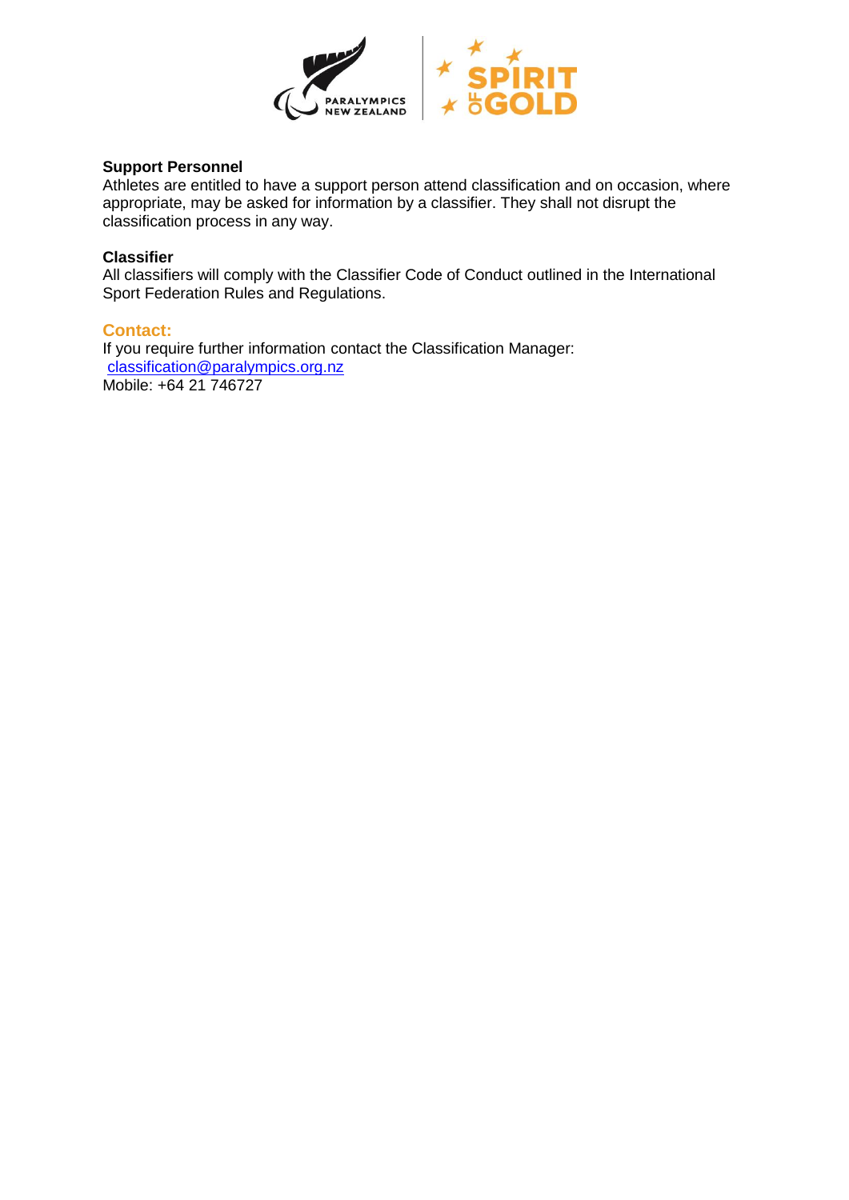**Support Personnel**
Athletes are entitled to have a support person attend classification and on occasion, where appropriate, may be asked for information by a classifier. They shall not disrupt the classification process in any way.

**Classifier**
All classifiers will comply with the Classifier Code of Conduct outlined in the International Sport Federation Rules and Regulations.

**Contact:**
If you require further information contact the Classification Manager:
classification@paralympics.org.nz
Mobile: +64 21 746727